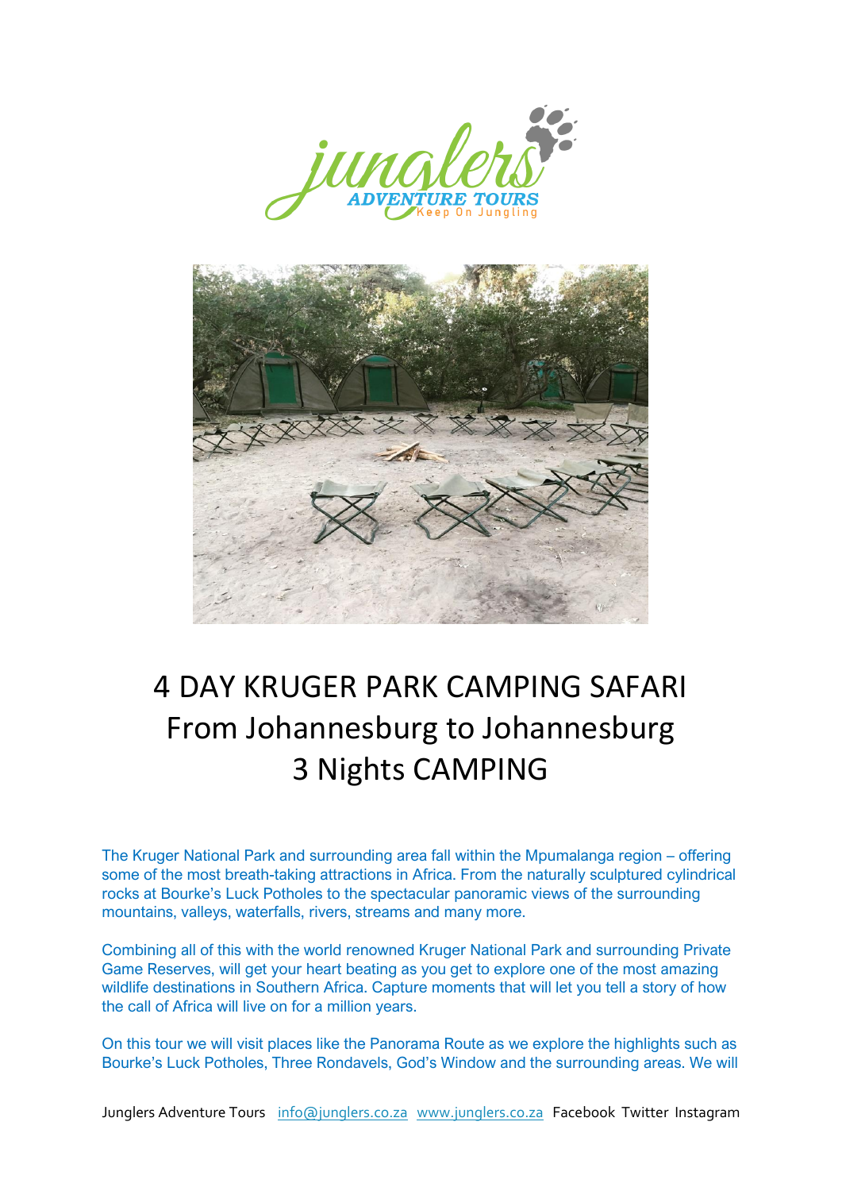# 4 DAY KRUGER PARK CAMPING SAFARI
# From Johannesburg to Johannesburg
# 3 Nights CAMPING

The Kruger National Park and surrounding area fall within the Mpumalanga region – offering some of the most breath-taking attractions in Africa. From the naturally sculptured cylindrical rocks at Bourke's Luck Potholes to the spectacular panoramic views of the surrounding mountains, valleys, waterfalls, rivers, streams and many more.

Combining all of this with the world renowned Kruger National Park and surrounding Private Game Reserves, will get your heart beating as you get to explore one of the most amazing wildlife destinations in Southern Africa. Capture moments that will let you tell a story of how the call of Africa will live on for a million years.

On this tour we will visit places like the Panorama Route as we explore the highlights such as Bourke's Luck Potholes, Three Rondavels, God's Window and the surrounding areas. We will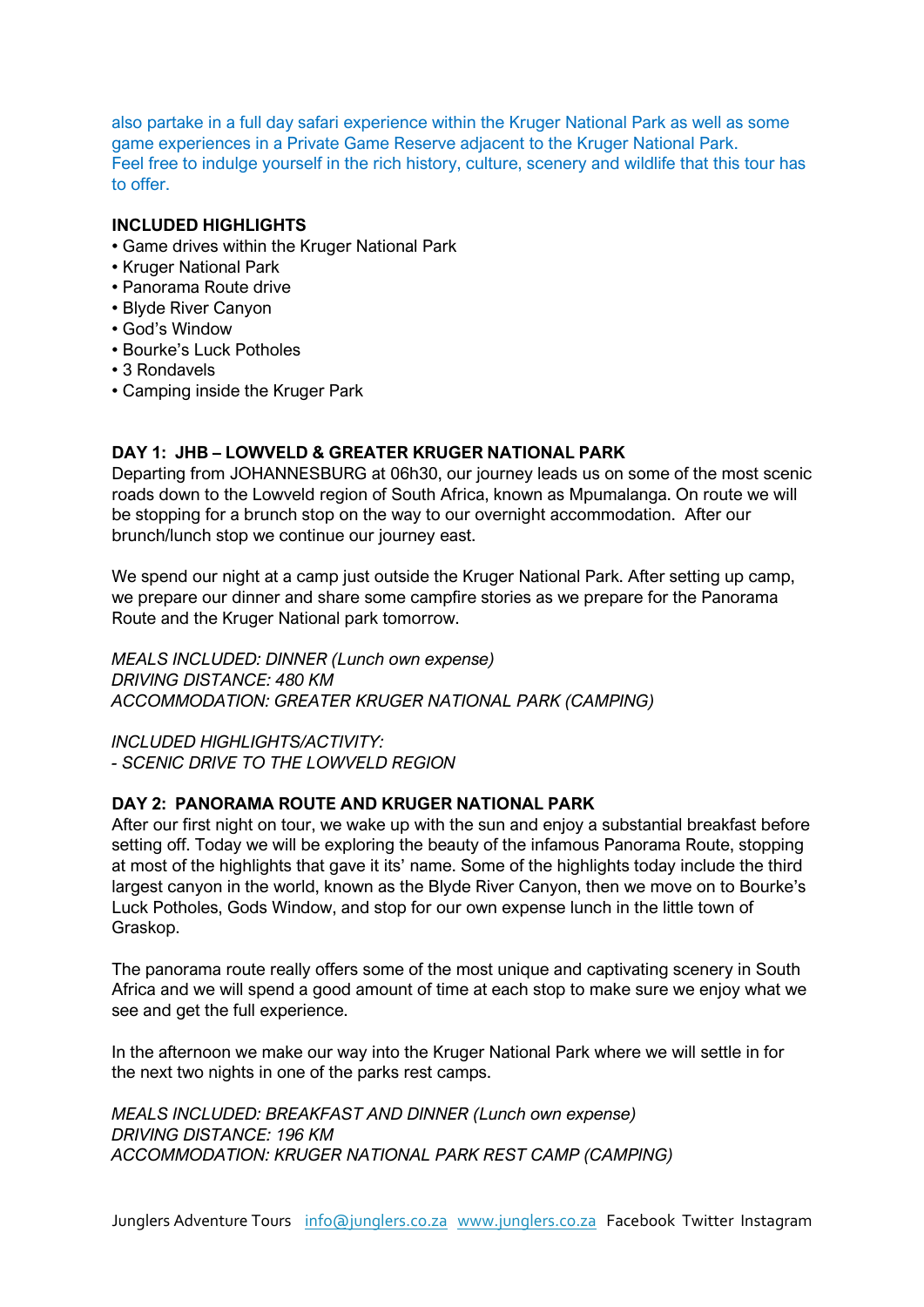also partake in a full day safari experience within the Kruger National Park as well as some game experiences in a Private Game Reserve adjacent to the Kruger National Park.
Feel free to indulge yourself in the rich history, culture, scenery and wildlife that this tour has to offer.

**INCLUDED HIGHLIGHTS**

- Game drives within the Kruger National Park
- Kruger National Park
- Panorama Route drive
- Blyde River Canyon
- God's Window
- Bourke's Luck Potholes
- 3 Rondavels
- Camping inside the Kruger Park

**DAY 1: JHB – LOWVELD & GREATER KRUGER NATIONAL PARK**

Departing from JOHANNESBURG at 06h30, our journey leads us on some of the most scenic roads down to the Lowveld region of South Africa, known as Mpumalanga. On route we will be stopping for a brunch stop on the way to our overnight accommodation. After our brunch/lunch stop we continue our journey east.

We spend our night at a camp just outside the Kruger National Park. After setting up camp, we prepare our dinner and share some campfire stories as we prepare for the Panorama Route and the Kruger National park tomorrow.

*MEALS INCLUDED: DINNER (Lunch own expense)*
*DRIVING DISTANCE: 480 KM*
*ACCOMMODATION: GREATER KRUGER NATIONAL PARK (CAMPING)*

*INCLUDED HIGHLIGHTS/ACTIVITY:*
*- SCENIC DRIVE TO THE LOWVELD REGION*

**DAY 2: PANORAMA ROUTE AND KRUGER NATIONAL PARK**

After our first night on tour, we wake up with the sun and enjoy a substantial breakfast before setting off. Today we will be exploring the beauty of the infamous Panorama Route, stopping at most of the highlights that gave it its' name. Some of the highlights today include the third largest canyon in the world, known as the Blyde River Canyon, then we move on to Bourke's Luck Potholes, Gods Window, and stop for our own expense lunch in the little town of Graskop.

The panorama route really offers some of the most unique and captivating scenery in South Africa and we will spend a good amount of time at each stop to make sure we enjoy what we see and get the full experience.

In the afternoon we make our way into the Kruger National Park where we will settle in for the next two nights in one of the parks rest camps.

*MEALS INCLUDED: BREAKFAST AND DINNER (Lunch own expense)*
*DRIVING DISTANCE: 196 KM*
*ACCOMMODATION: KRUGER NATIONAL PARK REST CAMP (CAMPING)*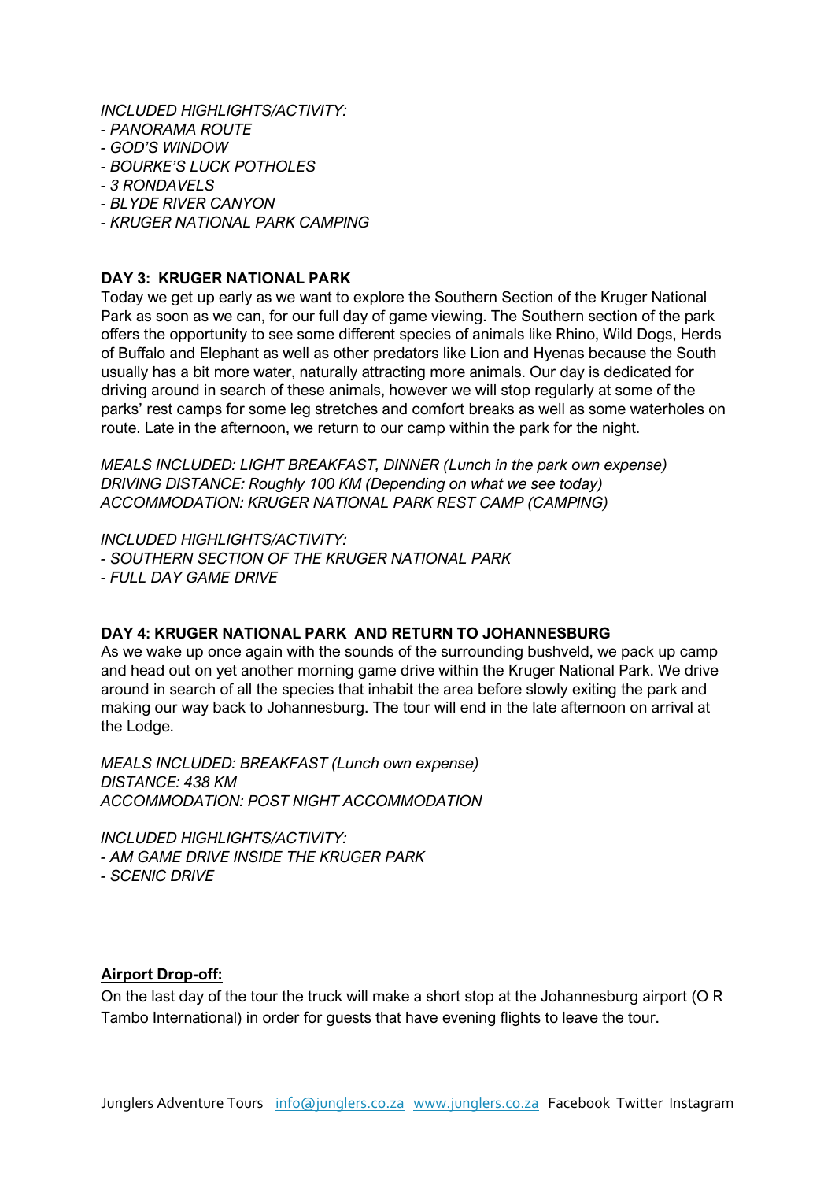*INCLUDED HIGHLIGHTS/ACTIVITY:*
*- PANORAMA ROUTE*
*- GOD'S WINDOW*
*- BOURKE'S LUCK POTHOLES*
*- 3 RONDAVELS*
*- BLYDE RIVER CANYON*
*- KRUGER NATIONAL PARK CAMPING*

## DAY 3: KRUGER NATIONAL PARK

Today we get up early as we want to explore the Southern Section of the Kruger National Park as soon as we can, for our full day of game viewing. The Southern section of the park offers the opportunity to see some different species of animals like Rhino, Wild Dogs, Herds of Buffalo and Elephant as well as other predators like Lion and Hyenas because the South usually has a bit more water, naturally attracting more animals. Our day is dedicated for driving around in search of these animals, however we will stop regularly at some of the parks' rest camps for some leg stretches and comfort breaks as well as some waterholes on route. Late in the afternoon, we return to our camp within the park for the night.

*MEALS INCLUDED: LIGHT BREAKFAST, DINNER (Lunch in the park own expense)*
*DRIVING DISTANCE: Roughly 100 KM (Depending on what we see today)*
*ACCOMMODATION: KRUGER NATIONAL PARK REST CAMP (CAMPING)*

*INCLUDED HIGHLIGHTS/ACTIVITY:*
*- SOUTHERN SECTION OF THE KRUGER NATIONAL PARK*
*- FULL DAY GAME DRIVE*

## DAY 4: KRUGER NATIONAL PARK AND RETURN TO JOHANNESBURG

As we wake up once again with the sounds of the surrounding bushveld, we pack up camp and head out on yet another morning game drive within the Kruger National Park. We drive around in search of all the species that inhabit the area before slowly exiting the park and making our way back to Johannesburg. The tour will end in the late afternoon on arrival at the Lodge.

*MEALS INCLUDED: BREAKFAST (Lunch own expense)*
*DISTANCE: 438 KM*
*ACCOMMODATION: POST NIGHT ACCOMMODATION*

*INCLUDED HIGHLIGHTS/ACTIVITY:*
*- AM GAME DRIVE INSIDE THE KRUGER PARK*
*- SCENIC DRIVE*

**Airport Drop-off:**

On the last day of the tour the truck will make a short stop at the Johannesburg airport (O R Tambo International) in order for guests that have evening flights to leave the tour.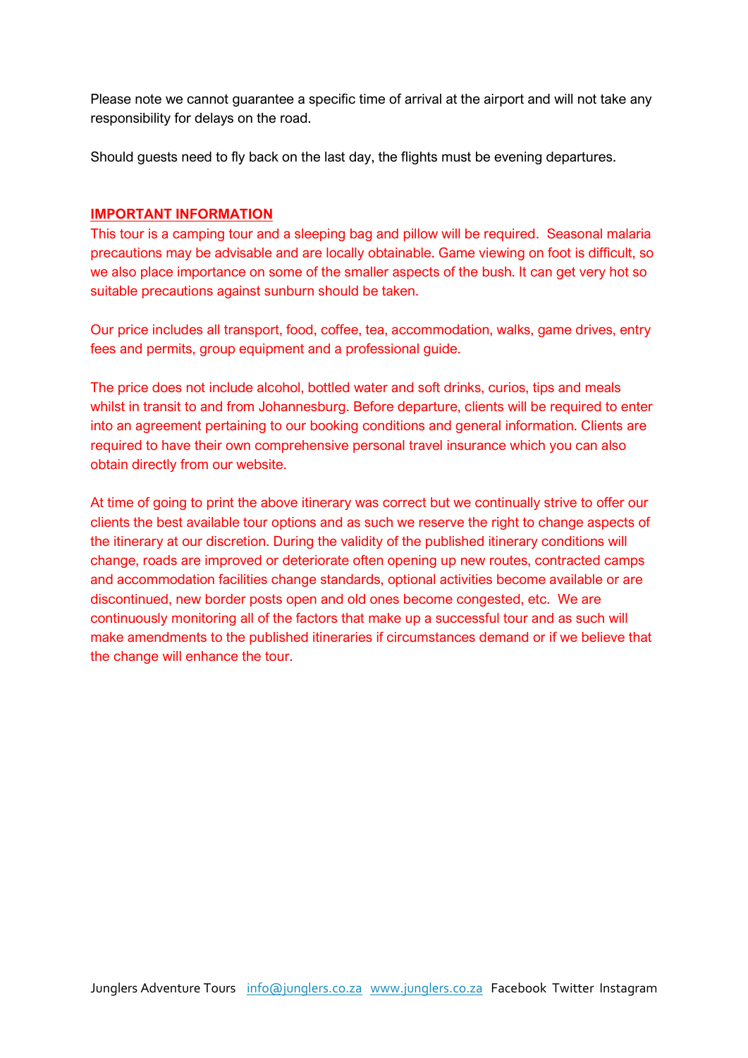Please note we cannot guarantee a specific time of arrival at the airport and will not take any responsibility for delays on the road.

Should guests need to fly back on the last day, the flights must be evening departures.

## IMPORTANT INFORMATION

This tour is a camping tour and a sleeping bag and pillow will be required. Seasonal malaria precautions may be advisable and are locally obtainable. Game viewing on foot is difficult, so we also place importance on some of the smaller aspects of the bush. It can get very hot so suitable precautions against sunburn should be taken.

Our price includes all transport, food, coffee, tea, accommodation, walks, game drives, entry fees and permits, group equipment and a professional guide.

The price does not include alcohol, bottled water and soft drinks, curios, tips and meals whilst in transit to and from Johannesburg. Before departure, clients will be required to enter into an agreement pertaining to our booking conditions and general information. Clients are required to have their own comprehensive personal travel insurance which you can also obtain directly from our website.

At time of going to print the above itinerary was correct but we continually strive to offer our clients the best available tour options and as such we reserve the right to change aspects of the itinerary at our discretion. During the validity of the published itinerary conditions will change, roads are improved or deteriorate often opening up new routes, contracted camps and accommodation facilities change standards, optional activities become available or are discontinued, new border posts open and old ones become congested, etc. We are continuously monitoring all of the factors that make up a successful tour and as such will make amendments to the published itineraries if circumstances demand or if we believe that the change will enhance the tour.